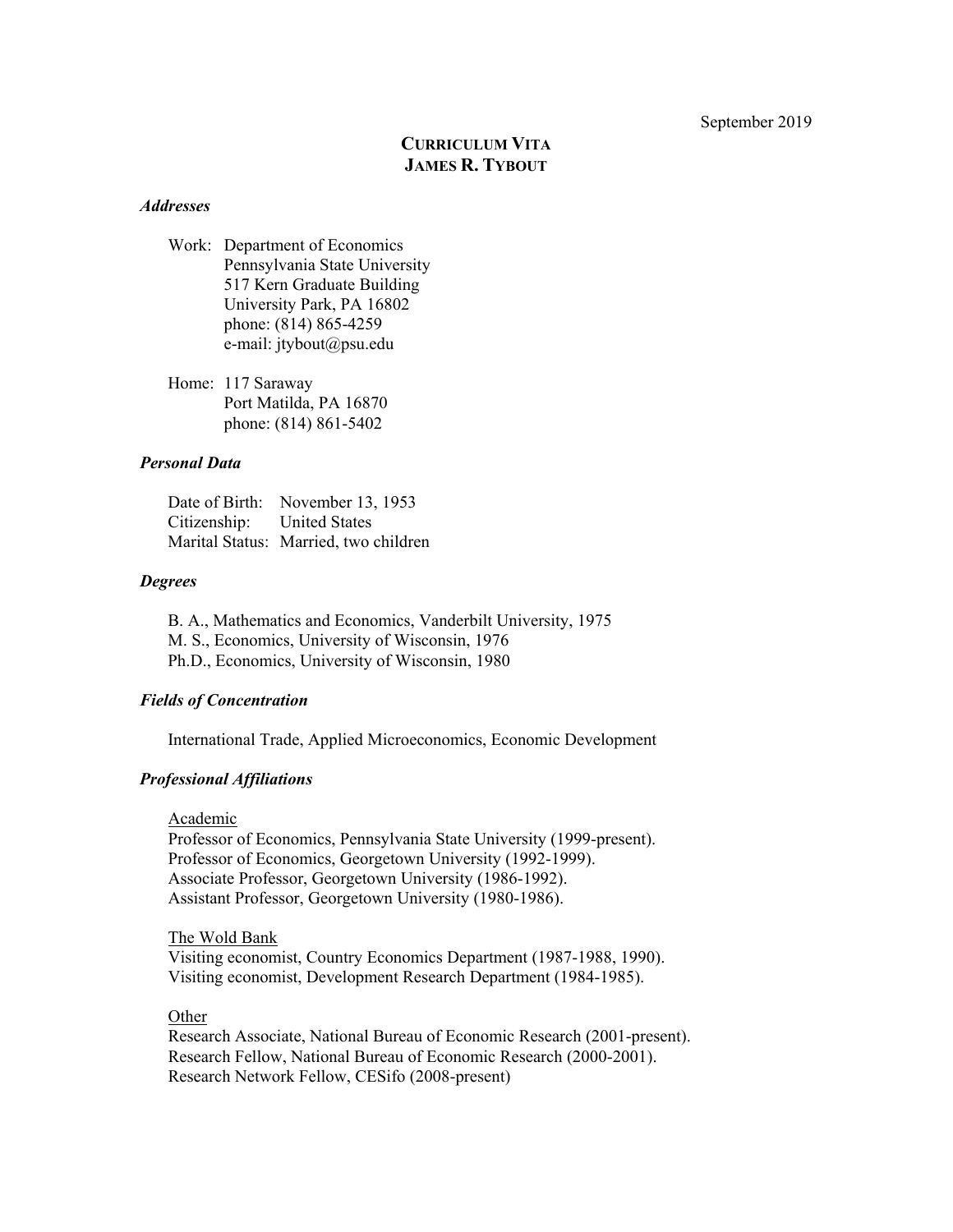September 2019

# CURRICULUM VITA
# JAMES R. TYBOUT

### *Addresses*

Work: Department of Economics
Pennsylvania State University
517 Kern Graduate Building
University Park, PA 16802
phone: (814) 865-4259
e-mail: jtybout@psu.edu

Home: 117 Saraway
Port Matilda, PA 16870
phone: (814) 861-5402

### *Personal Data*

Date of Birth: November 13, 1953
Citizenship: United States
Marital Status: Married, two children

### *Degrees*

B. A., Mathematics and Economics, Vanderbilt University, 1975
M. S., Economics, University of Wisconsin, 1976
Ph.D., Economics, University of Wisconsin, 1980

### *Fields of Concentration*

International Trade, Applied Microeconomics, Economic Development

### *Professional Affiliations*

Academic
Professor of Economics, Pennsylvania State University (1999-present).
Professor of Economics, Georgetown University (1992-1999).
Associate Professor, Georgetown University (1986-1992).
Assistant Professor, Georgetown University (1980-1986).

The Wold Bank
Visiting economist, Country Economics Department (1987-1988, 1990).
Visiting economist, Development Research Department (1984-1985).

Other
Research Associate, National Bureau of Economic Research (2001-present).
Research Fellow, National Bureau of Economic Research (2000-2001).
Research Network Fellow, CESifo (2008-present)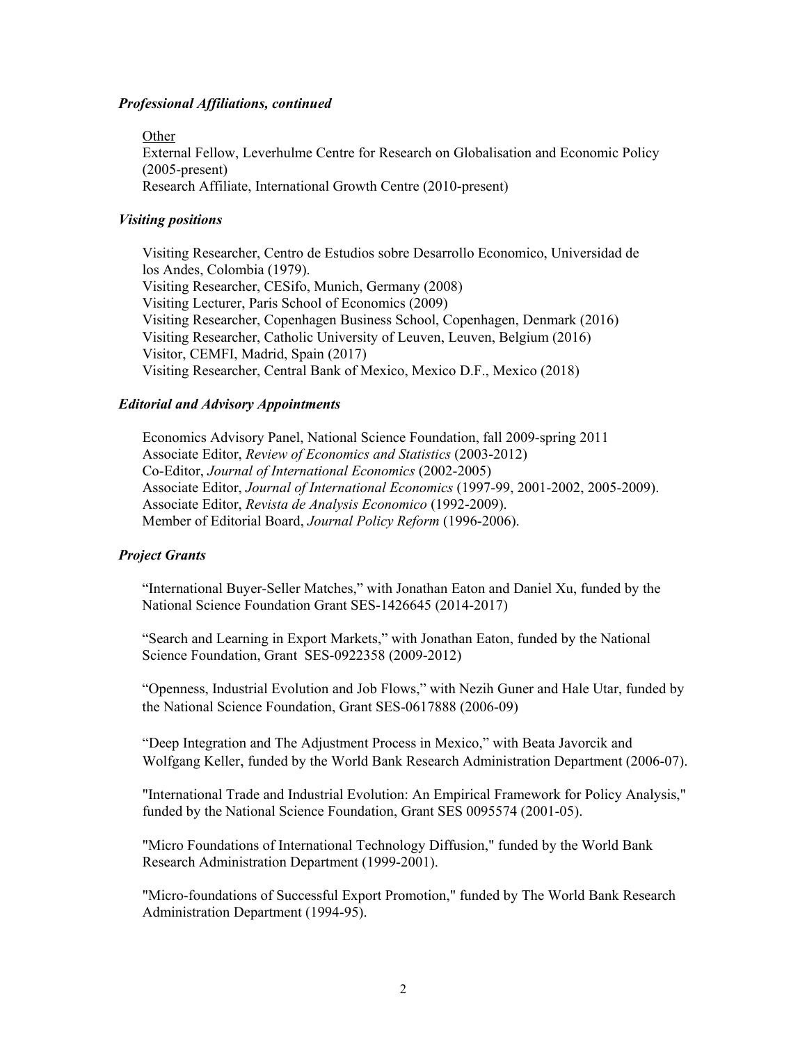### *Professional Affiliations, continued*

Other
External Fellow, Leverhulme Centre for Research on Globalisation and Economic Policy (2005-present)
Research Affiliate, International Growth Centre (2010-present)

### *Visiting positions*

Visiting Researcher, Centro de Estudios sobre Desarrollo Economico, Universidad de los Andes, Colombia (1979).
Visiting Researcher, CESifo, Munich, Germany (2008)
Visiting Lecturer, Paris School of Economics (2009)
Visiting Researcher, Copenhagen Business School, Copenhagen, Denmark (2016)
Visiting Researcher, Catholic University of Leuven, Leuven, Belgium (2016)
Visitor, CEMFI, Madrid, Spain (2017)
Visiting Researcher, Central Bank of Mexico, Mexico D.F., Mexico (2018)

### *Editorial and Advisory Appointments*

Economics Advisory Panel, National Science Foundation, fall 2009-spring 2011
Associate Editor, *Review of Economics and Statistics* (2003-2012)
Co-Editor, *Journal of International Economics* (2002-2005)
Associate Editor, *Journal of International Economics* (1997-99, 2001-2002, 2005-2009).
Associate Editor, *Revista de Analysis Economico* (1992-2009).
Member of Editorial Board, *Journal Policy Reform* (1996-2006).

### *Project Grants*

"International Buyer-Seller Matches," with Jonathan Eaton and Daniel Xu, funded by the National Science Foundation Grant SES-1426645 (2014-2017)

"Search and Learning in Export Markets," with Jonathan Eaton, funded by the National Science Foundation, Grant SES-0922358 (2009-2012)

"Openness, Industrial Evolution and Job Flows," with Nezih Guner and Hale Utar, funded by the National Science Foundation, Grant SES-0617888 (2006-09)

"Deep Integration and The Adjustment Process in Mexico," with Beata Javorcik and Wolfgang Keller, funded by the World Bank Research Administration Department (2006-07).

"International Trade and Industrial Evolution: An Empirical Framework for Policy Analysis," funded by the National Science Foundation, Grant SES 0095574 (2001-05).

"Micro Foundations of International Technology Diffusion," funded by the World Bank Research Administration Department (1999-2001).

"Micro-foundations of Successful Export Promotion," funded by The World Bank Research Administration Department (1994-95).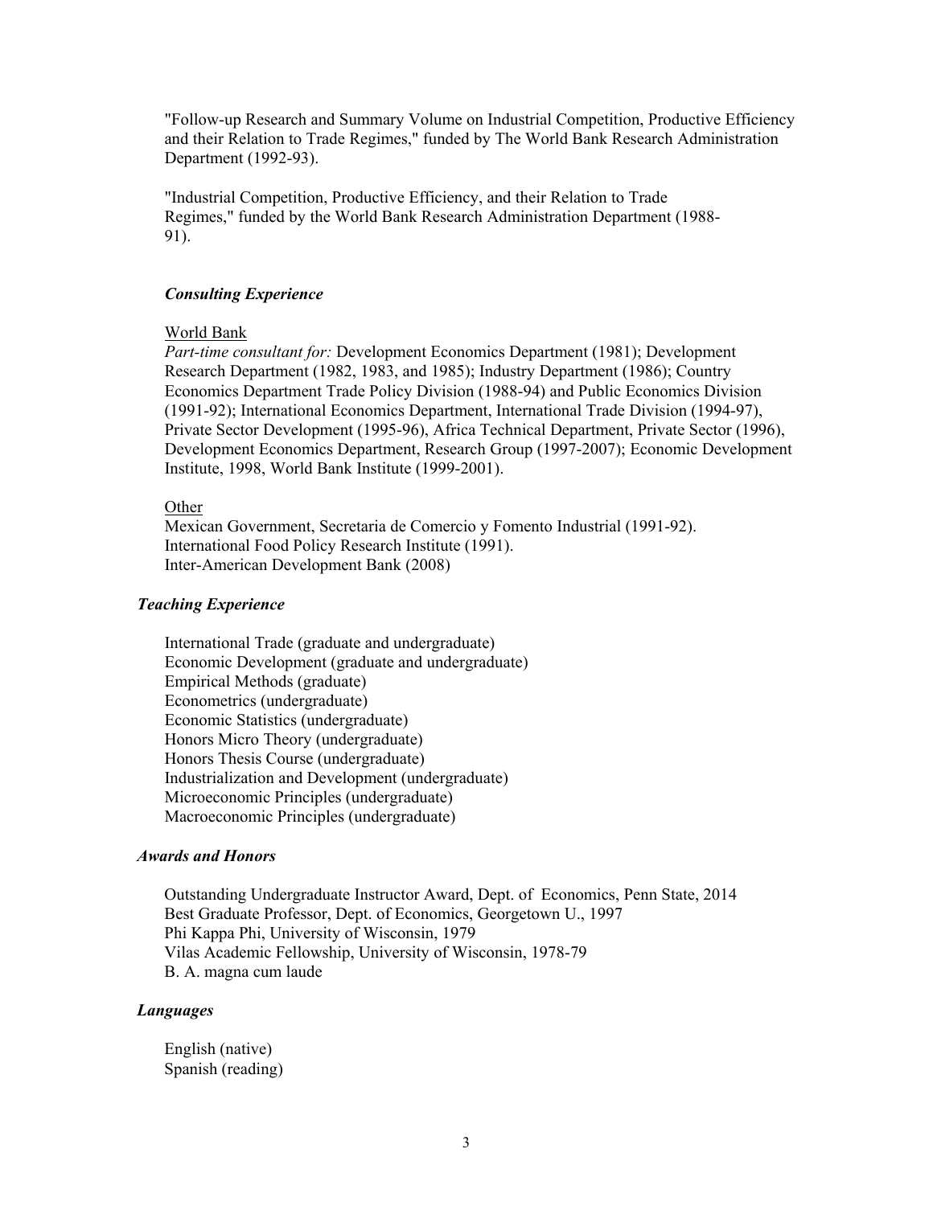"Follow-up Research and Summary Volume on Industrial Competition, Productive Efficiency and their Relation to Trade Regimes," funded by The World Bank Research Administration Department (1992-93).

"Industrial Competition, Productive Efficiency, and their Relation to Trade Regimes," funded by the World Bank Research Administration Department (1988-91).

### *Consulting Experience*

World Bank

*Part-time consultant for:* Development Economics Department (1981); Development Research Department (1982, 1983, and 1985); Industry Department (1986); Country Economics Department Trade Policy Division (1988-94) and Public Economics Division (1991-92); International Economics Department, International Trade Division (1994-97), Private Sector Development (1995-96), Africa Technical Department, Private Sector (1996), Development Economics Department, Research Group (1997-2007); Economic Development Institute, 1998, World Bank Institute (1999-2001).

Other

Mexican Government, Secretaria de Comercio y Fomento Industrial (1991-92).
International Food Policy Research Institute (1991).
Inter-American Development Bank (2008)

## *Teaching Experience*

International Trade (graduate and undergraduate)
Economic Development (graduate and undergraduate)
Empirical Methods (graduate)
Econometrics (undergraduate)
Economic Statistics (undergraduate)
Honors Micro Theory (undergraduate)
Honors Thesis Course (undergraduate)
Industrialization and Development (undergraduate)
Microeconomic Principles (undergraduate)
Macroeconomic Principles (undergraduate)

## *Awards and Honors*

Outstanding Undergraduate Instructor Award, Dept. of Economics, Penn State, 2014
Best Graduate Professor, Dept. of Economics, Georgetown U., 1997
Phi Kappa Phi, University of Wisconsin, 1979
Vilas Academic Fellowship, University of Wisconsin, 1978-79
B. A. magna cum laude

## *Languages*

English (native)
Spanish (reading)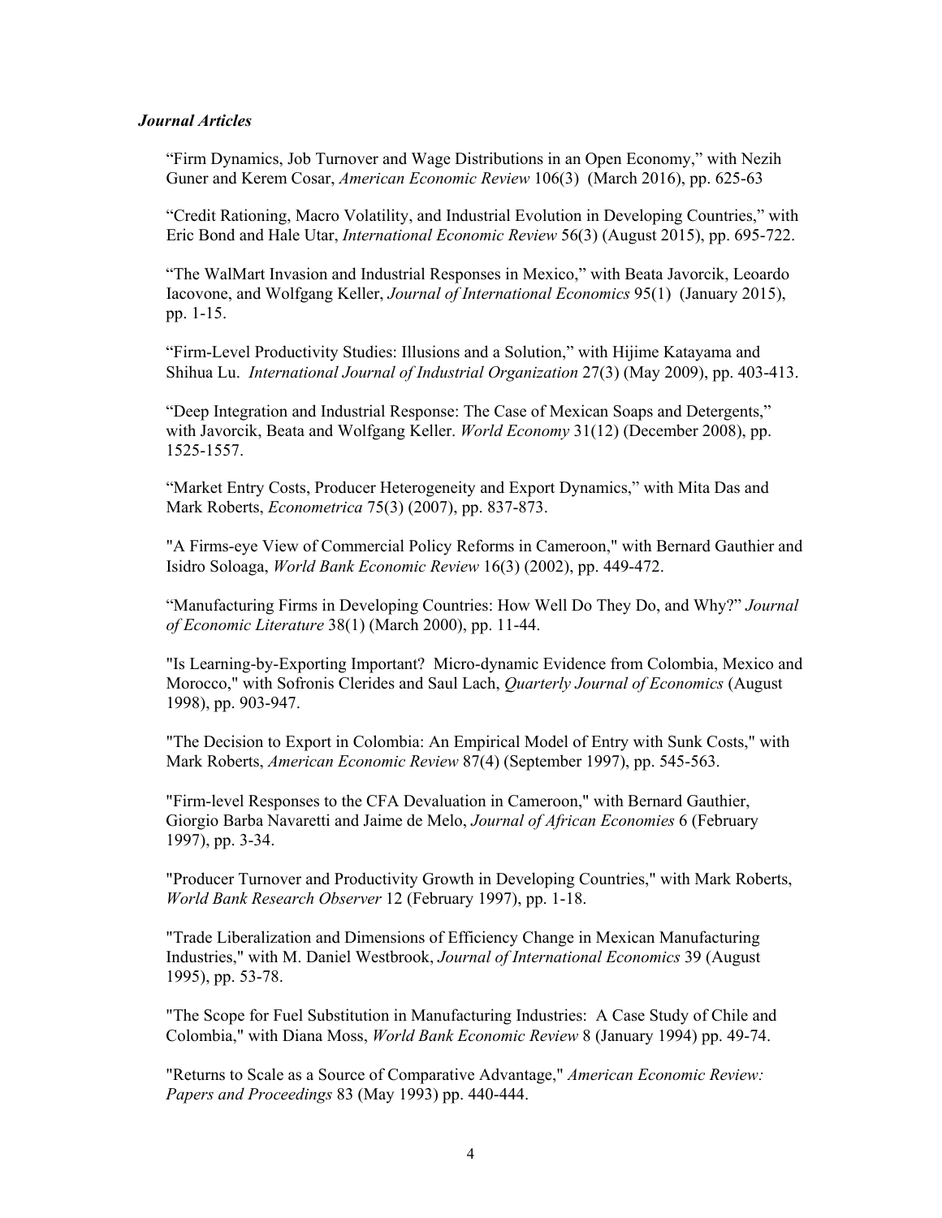### *Journal Articles*

"Firm Dynamics, Job Turnover and Wage Distributions in an Open Economy," with Nezih Guner and Kerem Cosar, *American Economic Review* 106(3) (March 2016), pp. 625-63

"Credit Rationing, Macro Volatility, and Industrial Evolution in Developing Countries," with Eric Bond and Hale Utar, *International Economic Review* 56(3) (August 2015), pp. 695-722.

"The WalMart Invasion and Industrial Responses in Mexico," with Beata Javorcik, Leoardo Iacovone, and Wolfgang Keller, *Journal of International Economics* 95(1) (January 2015), pp. 1-15.

"Firm-Level Productivity Studies: Illusions and a Solution," with Hijime Katayama and Shihua Lu. *International Journal of Industrial Organization* 27(3) (May 2009), pp. 403-413.

"Deep Integration and Industrial Response: The Case of Mexican Soaps and Detergents," with Javorcik, Beata and Wolfgang Keller. *World Economy* 31(12) (December 2008), pp. 1525-1557.

"Market Entry Costs, Producer Heterogeneity and Export Dynamics," with Mita Das and Mark Roberts, *Econometrica* 75(3) (2007), pp. 837-873.

"A Firms-eye View of Commercial Policy Reforms in Cameroon," with Bernard Gauthier and Isidro Soloaga, *World Bank Economic Review* 16(3) (2002), pp. 449-472.

"Manufacturing Firms in Developing Countries: How Well Do They Do, and Why?" *Journal of Economic Literature* 38(1) (March 2000), pp. 11-44.

"Is Learning-by-Exporting Important? Micro-dynamic Evidence from Colombia, Mexico and Morocco," with Sofronis Clerides and Saul Lach, *Quarterly Journal of Economics* (August 1998), pp. 903-947.

"The Decision to Export in Colombia: An Empirical Model of Entry with Sunk Costs," with Mark Roberts, *American Economic Review* 87(4) (September 1997), pp. 545-563.

"Firm-level Responses to the CFA Devaluation in Cameroon," with Bernard Gauthier, Giorgio Barba Navaretti and Jaime de Melo, *Journal of African Economies* 6 (February 1997), pp. 3-34.

"Producer Turnover and Productivity Growth in Developing Countries," with Mark Roberts, *World Bank Research Observer* 12 (February 1997), pp. 1-18.

"Trade Liberalization and Dimensions of Efficiency Change in Mexican Manufacturing Industries," with M. Daniel Westbrook, *Journal of International Economics* 39 (August 1995), pp. 53-78.

"The Scope for Fuel Substitution in Manufacturing Industries: A Case Study of Chile and Colombia," with Diana Moss, *World Bank Economic Review* 8 (January 1994) pp. 49-74.

"Returns to Scale as a Source of Comparative Advantage," *American Economic Review: Papers and Proceedings* 83 (May 1993) pp. 440-444.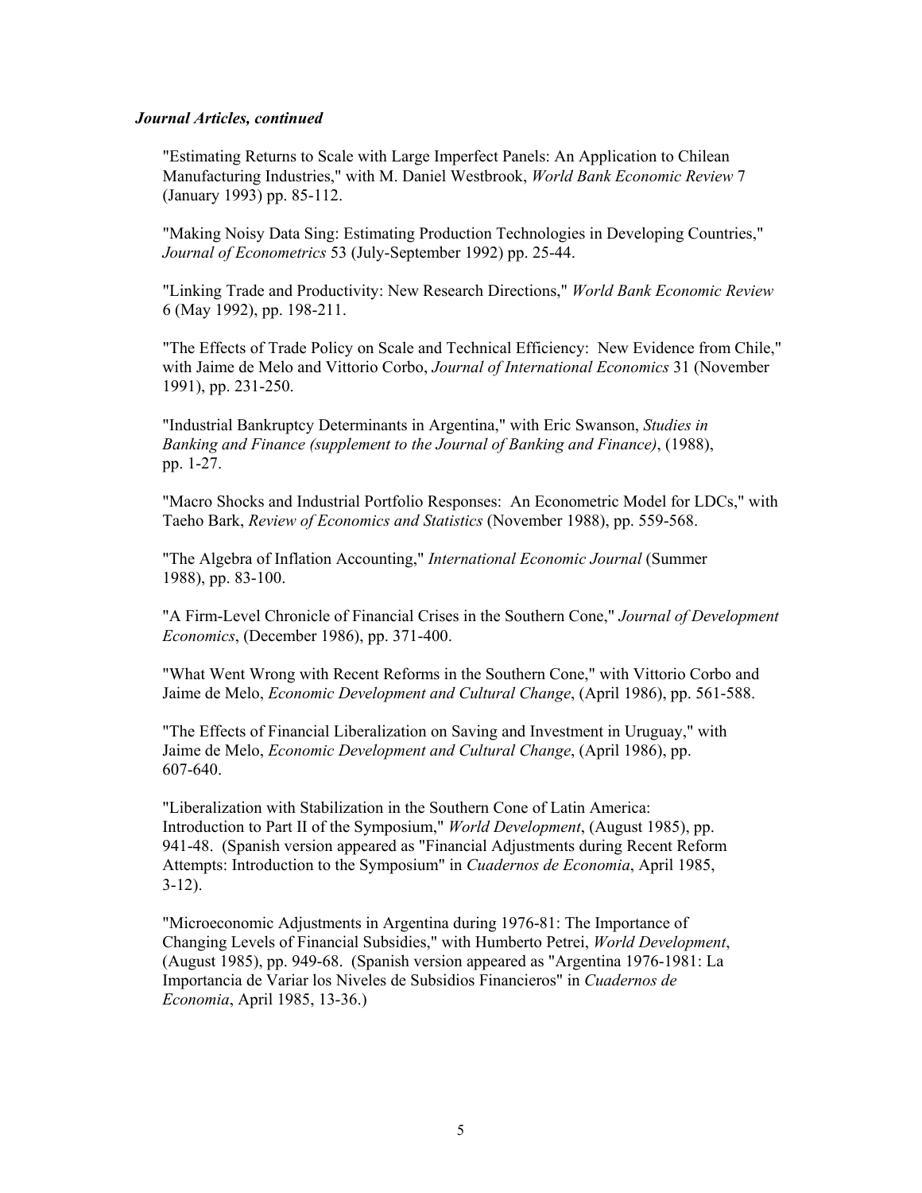***Journal Articles, continued***

"Estimating Returns to Scale with Large Imperfect Panels: An Application to Chilean Manufacturing Industries," with M. Daniel Westbrook, *World Bank Economic Review* 7 (January 1993) pp. 85-112.

"Making Noisy Data Sing: Estimating Production Technologies in Developing Countries," *Journal of Econometrics* 53 (July-September 1992) pp. 25-44.

"Linking Trade and Productivity: New Research Directions," *World Bank Economic Review* 6 (May 1992), pp. 198-211.

"The Effects of Trade Policy on Scale and Technical Efficiency: New Evidence from Chile," with Jaime de Melo and Vittorio Corbo, *Journal of International Economics* 31 (November 1991), pp. 231-250.

"Industrial Bankruptcy Determinants in Argentina," with Eric Swanson, *Studies in Banking and Finance (supplement to the Journal of Banking and Finance)*, (1988), pp. 1-27.

"Macro Shocks and Industrial Portfolio Responses: An Econometric Model for LDCs," with Taeho Bark, *Review of Economics and Statistics* (November 1988), pp. 559-568.

"The Algebra of Inflation Accounting," *International Economic Journal* (Summer 1988), pp. 83-100.

"A Firm-Level Chronicle of Financial Crises in the Southern Cone," *Journal of Development Economics*, (December 1986), pp. 371-400.

"What Went Wrong with Recent Reforms in the Southern Cone," with Vittorio Corbo and Jaime de Melo, *Economic Development and Cultural Change*, (April 1986), pp. 561-588.

"The Effects of Financial Liberalization on Saving and Investment in Uruguay," with Jaime de Melo, *Economic Development and Cultural Change*, (April 1986), pp. 607-640.

"Liberalization with Stabilization in the Southern Cone of Latin America: Introduction to Part II of the Symposium," *World Development*, (August 1985), pp. 941-48. (Spanish version appeared as "Financial Adjustments during Recent Reform Attempts: Introduction to the Symposium" in *Cuadernos de Economia*, April 1985, 3-12).

"Microeconomic Adjustments in Argentina during 1976-81: The Importance of Changing Levels of Financial Subsidies," with Humberto Petrei, *World Development*, (August 1985), pp. 949-68. (Spanish version appeared as "Argentina 1976-1981: La Importancia de Variar los Niveles de Subsidios Financieros" in *Cuadernos de Economia*, April 1985, 13-36.)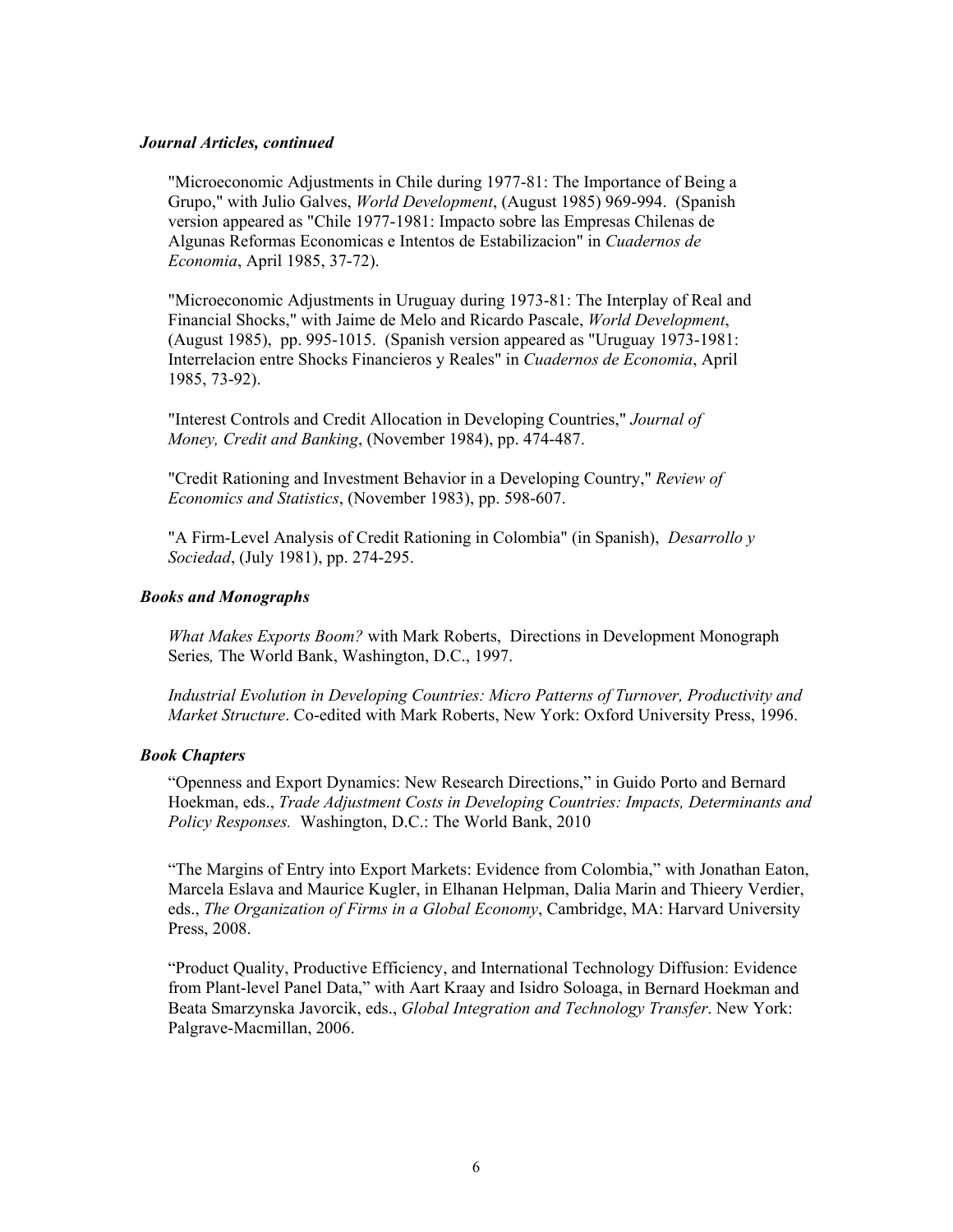### *Journal Articles, continued*

"Microeconomic Adjustments in Chile during 1977-81: The Importance of Being a Grupo," with Julio Galves, *World Development*, (August 1985) 969-994. (Spanish version appeared as "Chile 1977-1981: Impacto sobre las Empresas Chilenas de Algunas Reformas Economicas e Intentos de Estabilizacion" in *Cuadernos de Economia*, April 1985, 37-72).

"Microeconomic Adjustments in Uruguay during 1973-81: The Interplay of Real and Financial Shocks," with Jaime de Melo and Ricardo Pascale, *World Development*, (August 1985), pp. 995-1015. (Spanish version appeared as "Uruguay 1973-1981: Interrelacion entre Shocks Financieros y Reales" in *Cuadernos de Economia*, April 1985, 73-92).

"Interest Controls and Credit Allocation in Developing Countries," *Journal of Money, Credit and Banking*, (November 1984), pp. 474-487.

"Credit Rationing and Investment Behavior in a Developing Country," *Review of Economics and Statistics*, (November 1983), pp. 598-607.

"A Firm-Level Analysis of Credit Rationing in Colombia" (in Spanish), *Desarrollo y Sociedad*, (July 1981), pp. 274-295.

### *Books and Monographs*

*What Makes Exports Boom?* with Mark Roberts, Directions in Development Monograph Series*,* The World Bank, Washington, D.C., 1997.

*Industrial Evolution in Developing Countries: Micro Patterns of Turnover, Productivity and Market Structure*. Co-edited with Mark Roberts, New York: Oxford University Press, 1996.

### *Book Chapters*

"Openness and Export Dynamics: New Research Directions," in Guido Porto and Bernard Hoekman, eds., *Trade Adjustment Costs in Developing Countries: Impacts, Determinants and Policy Responses.* Washington, D.C.: The World Bank, 2010

"The Margins of Entry into Export Markets: Evidence from Colombia," with Jonathan Eaton, Marcela Eslava and Maurice Kugler, in Elhanan Helpman, Dalia Marin and Thieery Verdier, eds., *The Organization of Firms in a Global Economy*, Cambridge, MA: Harvard University Press, 2008.

"Product Quality, Productive Efficiency, and International Technology Diffusion: Evidence from Plant-level Panel Data," with Aart Kraay and Isidro Soloaga, in Bernard Hoekman and Beata Smarzynska Javorcik, eds., *Global Integration and Technology Transfer*. New York: Palgrave-Macmillan, 2006.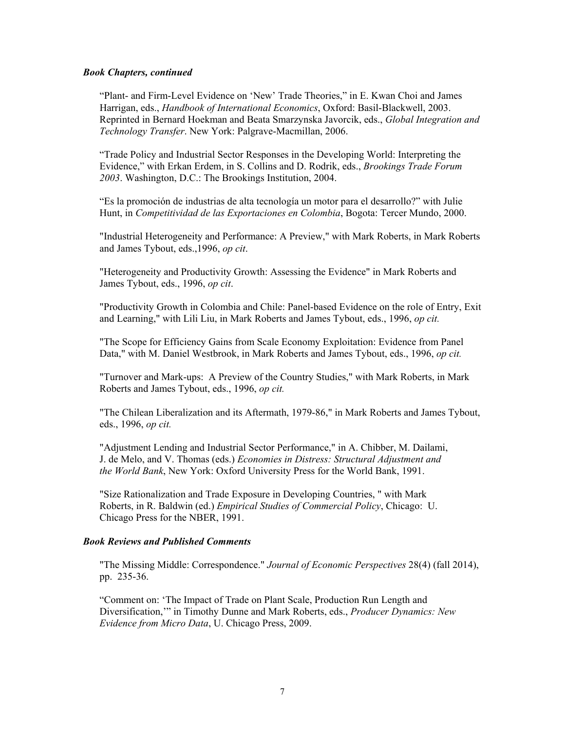### *Book Chapters, continued*

"Plant- and Firm-Level Evidence on 'New' Trade Theories," in E. Kwan Choi and James Harrigan, eds., *Handbook of International Economics*, Oxford: Basil-Blackwell, 2003. Reprinted in Bernard Hoekman and Beata Smarzynska Javorcik, eds., *Global Integration and Technology Transfer*. New York: Palgrave-Macmillan, 2006.

"Trade Policy and Industrial Sector Responses in the Developing World: Interpreting the Evidence," with Erkan Erdem, in S. Collins and D. Rodrik, eds., *Brookings Trade Forum 2003*. Washington, D.C.: The Brookings Institution, 2004.

"Es la promoción de industrias de alta tecnología un motor para el desarrollo?" with Julie Hunt, in *Competitividad de las Exportaciones en Colombia*, Bogota: Tercer Mundo, 2000.

"Industrial Heterogeneity and Performance: A Preview," with Mark Roberts, in Mark Roberts and James Tybout, eds.,1996, *op cit*.

"Heterogeneity and Productivity Growth: Assessing the Evidence" in Mark Roberts and James Tybout, eds., 1996, *op cit*.

"Productivity Growth in Colombia and Chile: Panel-based Evidence on the role of Entry, Exit and Learning," with Lili Liu, in Mark Roberts and James Tybout, eds., 1996, *op cit.*

"The Scope for Efficiency Gains from Scale Economy Exploitation: Evidence from Panel Data," with M. Daniel Westbrook, in Mark Roberts and James Tybout, eds., 1996, *op cit.*

"Turnover and Mark-ups: A Preview of the Country Studies," with Mark Roberts, in Mark Roberts and James Tybout, eds., 1996, *op cit.*

"The Chilean Liberalization and its Aftermath, 1979-86," in Mark Roberts and James Tybout, eds., 1996, *op cit.*

"Adjustment Lending and Industrial Sector Performance," in A. Chibber, M. Dailami, J. de Melo, and V. Thomas (eds.) *Economies in Distress: Structural Adjustment and the World Bank*, New York: Oxford University Press for the World Bank, 1991.

"Size Rationalization and Trade Exposure in Developing Countries, " with Mark Roberts, in R. Baldwin (ed.) *Empirical Studies of Commercial Policy*, Chicago: U. Chicago Press for the NBER, 1991.

### *Book Reviews and Published Comments*

"The Missing Middle: Correspondence." *Journal of Economic Perspectives* 28(4) (fall 2014), pp. 235-36.

"Comment on: 'The Impact of Trade on Plant Scale, Production Run Length and Diversification,'" in Timothy Dunne and Mark Roberts, eds., *Producer Dynamics: New Evidence from Micro Data*, U. Chicago Press, 2009.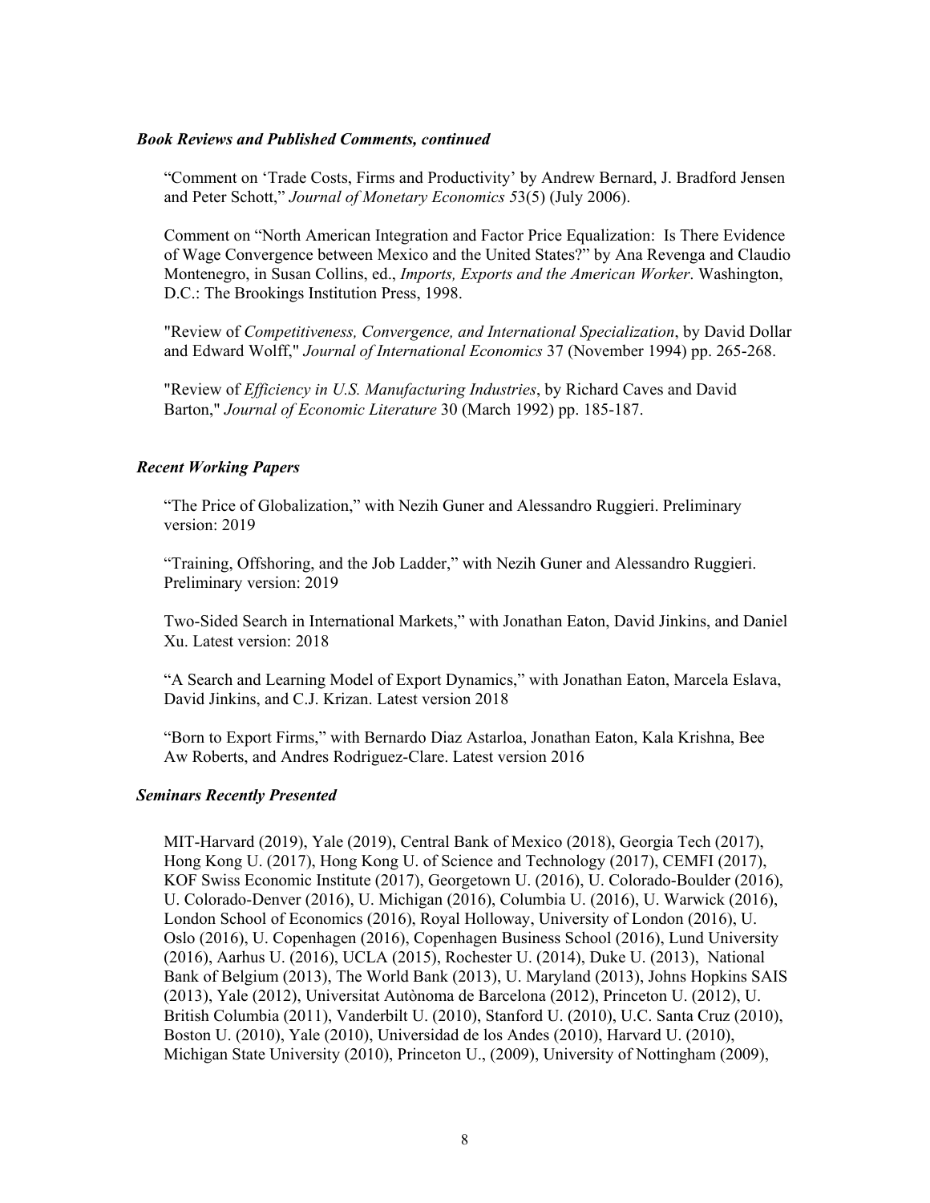### *Book Reviews and Published Comments, continued*

"Comment on 'Trade Costs, Firms and Productivity' by Andrew Bernard, J. Bradford Jensen and Peter Schott," *Journal of Monetary Economics 5*3(5) (July 2006).

Comment on "North American Integration and Factor Price Equalization: Is There Evidence of Wage Convergence between Mexico and the United States?" by Ana Revenga and Claudio Montenegro, in Susan Collins, ed., *Imports, Exports and the American Worker*. Washington, D.C.: The Brookings Institution Press, 1998.

"Review of *Competitiveness, Convergence, and International Specialization*, by David Dollar and Edward Wolff," *Journal of International Economics* 37 (November 1994) pp. 265-268.

"Review of *Efficiency in U.S. Manufacturing Industries*, by Richard Caves and David Barton," *Journal of Economic Literature* 30 (March 1992) pp. 185-187.

### *Recent Working Papers*

"The Price of Globalization," with Nezih Guner and Alessandro Ruggieri. Preliminary version: 2019

"Training, Offshoring, and the Job Ladder," with Nezih Guner and Alessandro Ruggieri. Preliminary version: 2019

Two-Sided Search in International Markets," with Jonathan Eaton, David Jinkins, and Daniel Xu. Latest version: 2018

"A Search and Learning Model of Export Dynamics," with Jonathan Eaton, Marcela Eslava, David Jinkins, and C.J. Krizan. Latest version 2018

"Born to Export Firms," with Bernardo Diaz Astarloa, Jonathan Eaton, Kala Krishna, Bee Aw Roberts, and Andres Rodriguez-Clare. Latest version 2016

### *Seminars Recently Presented*

MIT-Harvard (2019), Yale (2019), Central Bank of Mexico (2018), Georgia Tech (2017), Hong Kong U. (2017), Hong Kong U. of Science and Technology (2017), CEMFI (2017), KOF Swiss Economic Institute (2017), Georgetown U. (2016), U. Colorado-Boulder (2016), U. Colorado-Denver (2016), U. Michigan (2016), Columbia U. (2016), U. Warwick (2016), London School of Economics (2016), Royal Holloway, University of London (2016), U. Oslo (2016), U. Copenhagen (2016), Copenhagen Business School (2016), Lund University (2016), Aarhus U. (2016), UCLA (2015), Rochester U. (2014), Duke U. (2013), National Bank of Belgium (2013), The World Bank (2013), U. Maryland (2013), Johns Hopkins SAIS (2013), Yale (2012), Universitat Autònoma de Barcelona (2012), Princeton U. (2012), U. British Columbia (2011), Vanderbilt U. (2010), Stanford U. (2010), U.C. Santa Cruz (2010), Boston U. (2010), Yale (2010), Universidad de los Andes (2010), Harvard U. (2010), Michigan State University (2010), Princeton U., (2009), University of Nottingham (2009),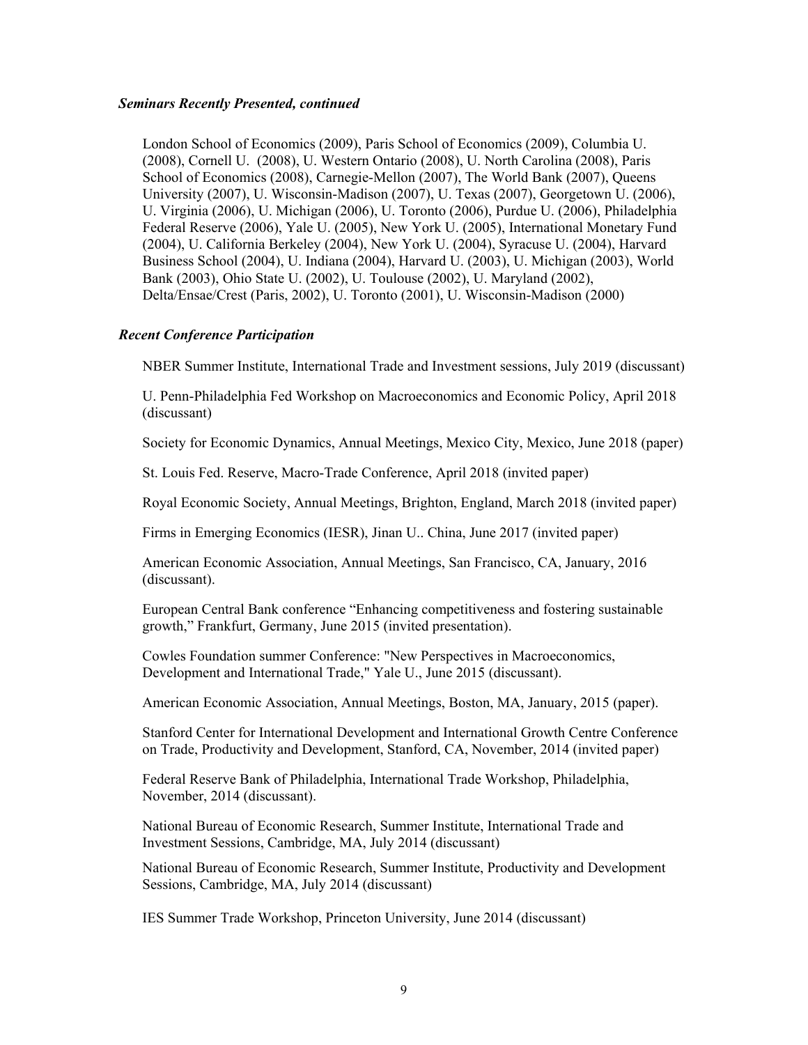### *Seminars Recently Presented, continued*

London School of Economics (2009), Paris School of Economics (2009), Columbia U. (2008), Cornell U. (2008), U. Western Ontario (2008), U. North Carolina (2008), Paris School of Economics (2008), Carnegie-Mellon (2007), The World Bank (2007), Queens University (2007), U. Wisconsin-Madison (2007), U. Texas (2007), Georgetown U. (2006), U. Virginia (2006), U. Michigan (2006), U. Toronto (2006), Purdue U. (2006), Philadelphia Federal Reserve (2006), Yale U. (2005), New York U. (2005), International Monetary Fund (2004), U. California Berkeley (2004), New York U. (2004), Syracuse U. (2004), Harvard Business School (2004), U. Indiana (2004), Harvard U. (2003), U. Michigan (2003), World Bank (2003), Ohio State U. (2002), U. Toulouse (2002), U. Maryland (2002), Delta/Ensae/Crest (Paris, 2002), U. Toronto (2001), U. Wisconsin-Madison (2000)

### *Recent Conference Participation*

NBER Summer Institute, International Trade and Investment sessions, July 2019 (discussant)

U. Penn-Philadelphia Fed Workshop on Macroeconomics and Economic Policy, April 2018 (discussant)

Society for Economic Dynamics, Annual Meetings, Mexico City, Mexico, June 2018 (paper)

St. Louis Fed. Reserve, Macro-Trade Conference, April 2018 (invited paper)

Royal Economic Society, Annual Meetings, Brighton, England, March 2018 (invited paper)

Firms in Emerging Economics (IESR), Jinan U.. China, June 2017 (invited paper)

American Economic Association, Annual Meetings, San Francisco, CA, January, 2016 (discussant).

European Central Bank conference "Enhancing competitiveness and fostering sustainable growth," Frankfurt, Germany, June 2015 (invited presentation).

Cowles Foundation summer Conference: "New Perspectives in Macroeconomics, Development and International Trade," Yale U., June 2015 (discussant).

American Economic Association, Annual Meetings, Boston, MA, January, 2015 (paper).

Stanford Center for International Development and International Growth Centre Conference on Trade, Productivity and Development, Stanford, CA, November, 2014 (invited paper)

Federal Reserve Bank of Philadelphia, International Trade Workshop, Philadelphia, November, 2014 (discussant).

National Bureau of Economic Research, Summer Institute, International Trade and Investment Sessions, Cambridge, MA, July 2014 (discussant)

National Bureau of Economic Research, Summer Institute, Productivity and Development Sessions, Cambridge, MA, July 2014 (discussant)

IES Summer Trade Workshop, Princeton University, June 2014 (discussant)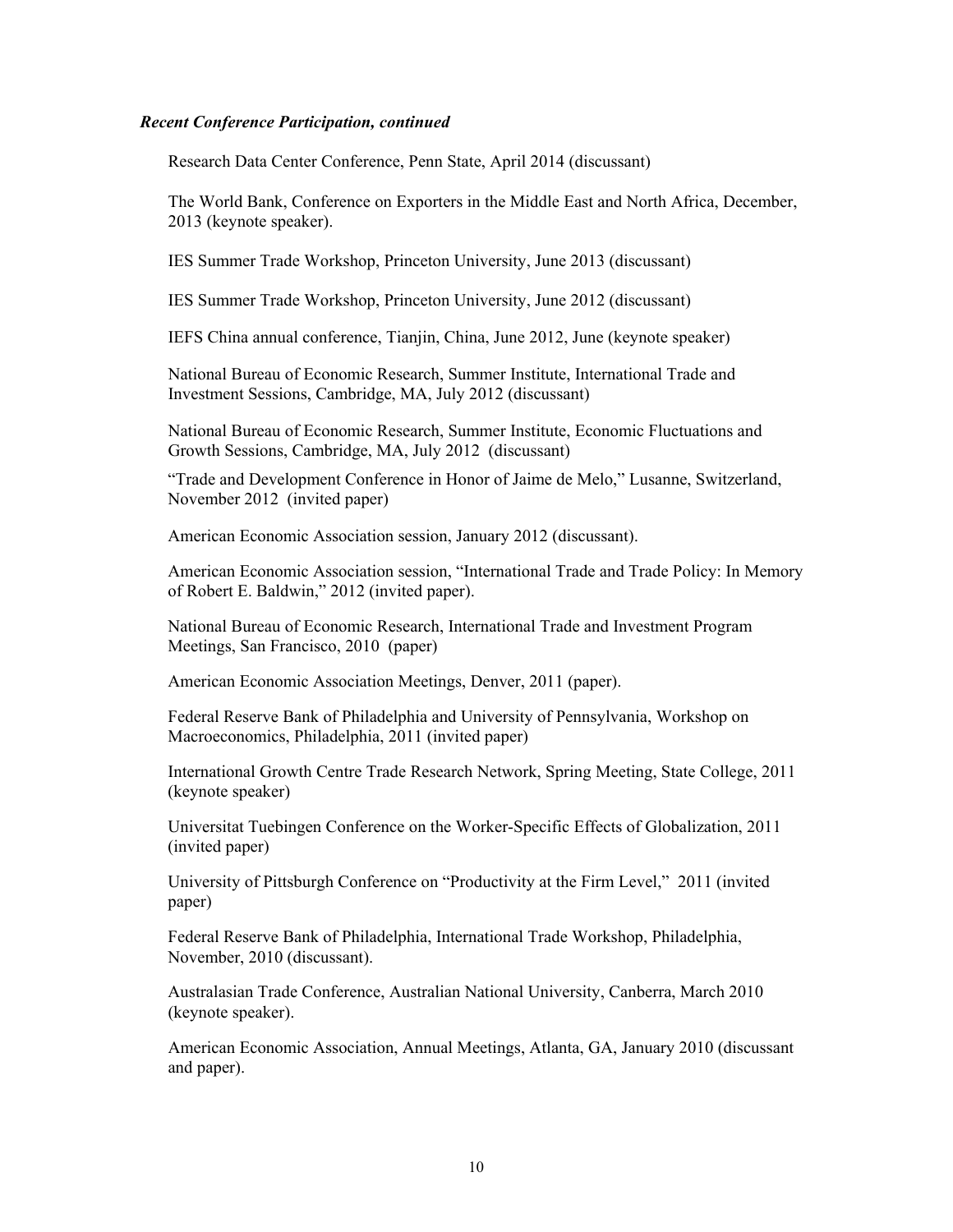***Recent Conference Participation, continued***

Research Data Center Conference, Penn State, April 2014 (discussant)

The World Bank, Conference on Exporters in the Middle East and North Africa, December, 2013 (keynote speaker).

IES Summer Trade Workshop, Princeton University, June 2013 (discussant)

IES Summer Trade Workshop, Princeton University, June 2012 (discussant)

IEFS China annual conference, Tianjin, China, June 2012, June (keynote speaker)

National Bureau of Economic Research, Summer Institute, International Trade and Investment Sessions, Cambridge, MA, July 2012 (discussant)

National Bureau of Economic Research, Summer Institute, Economic Fluctuations and Growth Sessions, Cambridge, MA, July 2012 (discussant)

"Trade and Development Conference in Honor of Jaime de Melo," Lusanne, Switzerland, November 2012 (invited paper)

American Economic Association session, January 2012 (discussant).

American Economic Association session, "International Trade and Trade Policy: In Memory of Robert E. Baldwin," 2012 (invited paper).

National Bureau of Economic Research, International Trade and Investment Program Meetings, San Francisco, 2010 (paper)

American Economic Association Meetings, Denver, 2011 (paper).

Federal Reserve Bank of Philadelphia and University of Pennsylvania, Workshop on Macroeconomics, Philadelphia, 2011 (invited paper)

International Growth Centre Trade Research Network, Spring Meeting, State College, 2011 (keynote speaker)

Universitat Tuebingen Conference on the Worker-Specific Effects of Globalization, 2011 (invited paper)

University of Pittsburgh Conference on "Productivity at the Firm Level," 2011 (invited paper)

Federal Reserve Bank of Philadelphia, International Trade Workshop, Philadelphia, November, 2010 (discussant).

Australasian Trade Conference, Australian National University, Canberra, March 2010 (keynote speaker).

American Economic Association, Annual Meetings, Atlanta, GA, January 2010 (discussant and paper).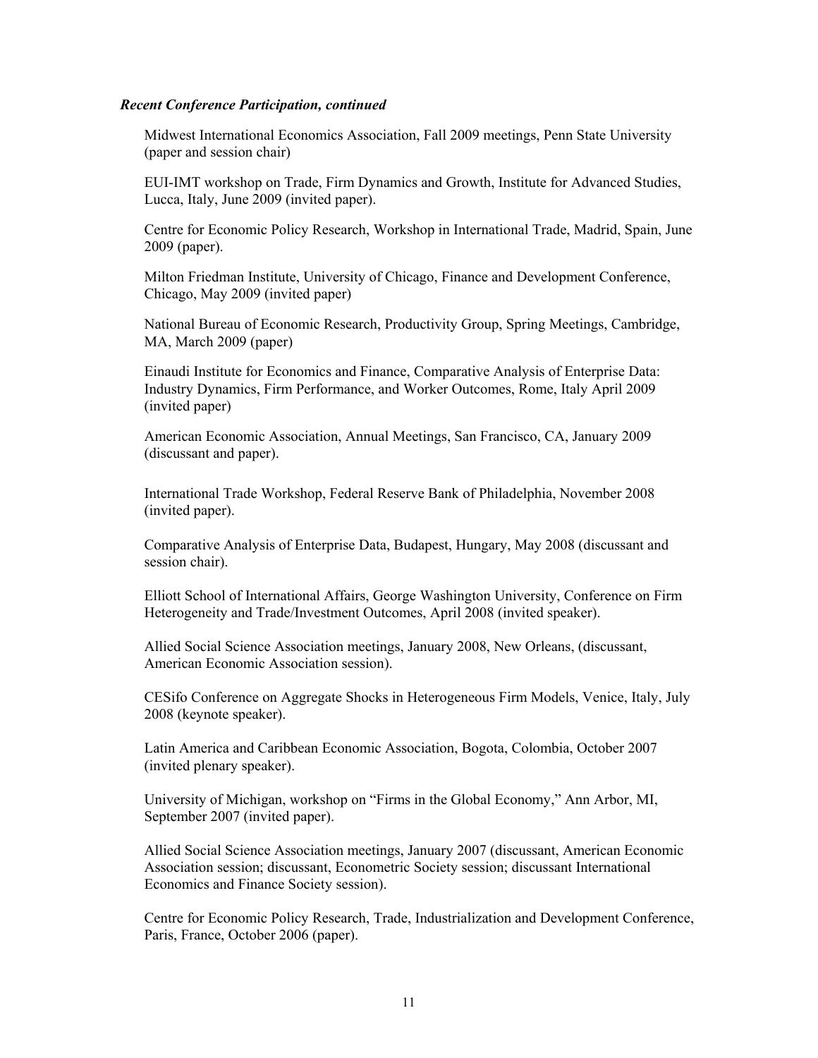***Recent Conference Participation, continued***

Midwest International Economics Association, Fall 2009 meetings, Penn State University (paper and session chair)

EUI-IMT workshop on Trade, Firm Dynamics and Growth, Institute for Advanced Studies, Lucca, Italy, June 2009 (invited paper).

Centre for Economic Policy Research, Workshop in International Trade, Madrid, Spain, June 2009 (paper).

Milton Friedman Institute, University of Chicago, Finance and Development Conference, Chicago, May 2009 (invited paper)

National Bureau of Economic Research, Productivity Group, Spring Meetings, Cambridge, MA, March 2009 (paper)

Einaudi Institute for Economics and Finance, Comparative Analysis of Enterprise Data: Industry Dynamics, Firm Performance, and Worker Outcomes, Rome, Italy April 2009 (invited paper)

American Economic Association, Annual Meetings, San Francisco, CA, January 2009 (discussant and paper).

International Trade Workshop, Federal Reserve Bank of Philadelphia, November 2008 (invited paper).

Comparative Analysis of Enterprise Data, Budapest, Hungary, May 2008 (discussant and session chair).

Elliott School of International Affairs, George Washington University, Conference on Firm Heterogeneity and Trade/Investment Outcomes, April 2008 (invited speaker).

Allied Social Science Association meetings, January 2008, New Orleans, (discussant, American Economic Association session).

CESifo Conference on Aggregate Shocks in Heterogeneous Firm Models, Venice, Italy, July 2008 (keynote speaker).

Latin America and Caribbean Economic Association, Bogota, Colombia, October 2007 (invited plenary speaker).

University of Michigan, workshop on "Firms in the Global Economy," Ann Arbor, MI, September 2007 (invited paper).

Allied Social Science Association meetings, January 2007 (discussant, American Economic Association session; discussant, Econometric Society session; discussant International Economics and Finance Society session).

Centre for Economic Policy Research, Trade, Industrialization and Development Conference, Paris, France, October 2006 (paper).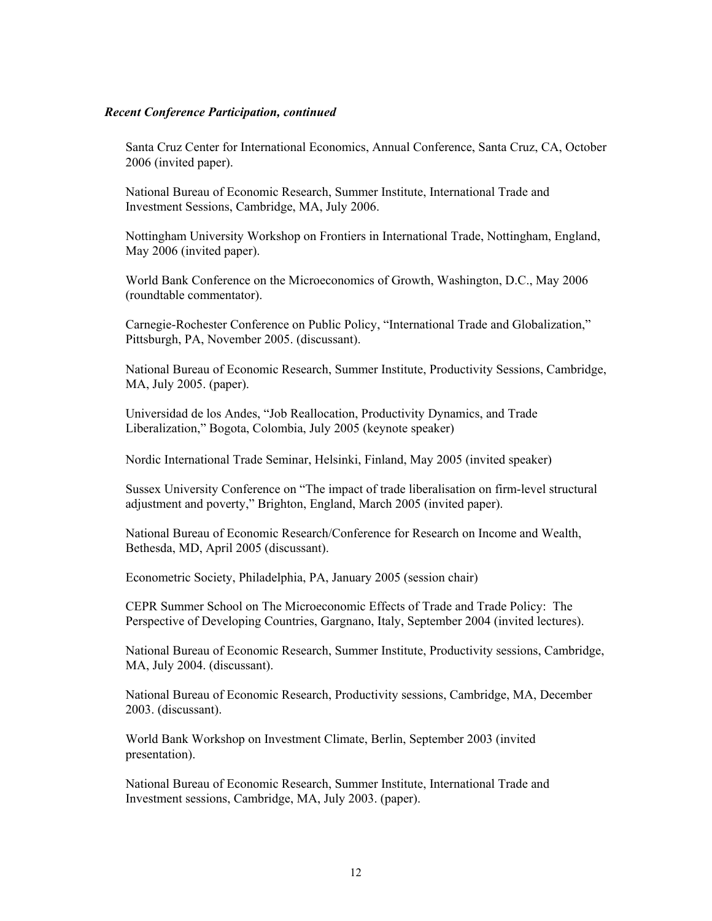***Recent Conference Participation, continued***

Santa Cruz Center for International Economics, Annual Conference, Santa Cruz, CA, October 2006 (invited paper).

National Bureau of Economic Research, Summer Institute, International Trade and Investment Sessions, Cambridge, MA, July 2006.

Nottingham University Workshop on Frontiers in International Trade, Nottingham, England, May 2006 (invited paper).

World Bank Conference on the Microeconomics of Growth, Washington, D.C., May 2006 (roundtable commentator).

Carnegie-Rochester Conference on Public Policy, "International Trade and Globalization," Pittsburgh, PA, November 2005. (discussant).

National Bureau of Economic Research, Summer Institute, Productivity Sessions, Cambridge, MA, July 2005. (paper).

Universidad de los Andes, "Job Reallocation, Productivity Dynamics, and Trade Liberalization," Bogota, Colombia, July 2005 (keynote speaker)

Nordic International Trade Seminar, Helsinki, Finland, May 2005 (invited speaker)

Sussex University Conference on "The impact of trade liberalisation on firm-level structural adjustment and poverty," Brighton, England, March 2005 (invited paper).

National Bureau of Economic Research/Conference for Research on Income and Wealth, Bethesda, MD, April 2005 (discussant).

Econometric Society, Philadelphia, PA, January 2005 (session chair)

CEPR Summer School on The Microeconomic Effects of Trade and Trade Policy: The Perspective of Developing Countries, Gargnano, Italy, September 2004 (invited lectures).

National Bureau of Economic Research, Summer Institute, Productivity sessions, Cambridge, MA, July 2004. (discussant).

National Bureau of Economic Research, Productivity sessions, Cambridge, MA, December 2003. (discussant).

World Bank Workshop on Investment Climate, Berlin, September 2003 (invited presentation).

National Bureau of Economic Research, Summer Institute, International Trade and Investment sessions, Cambridge, MA, July 2003. (paper).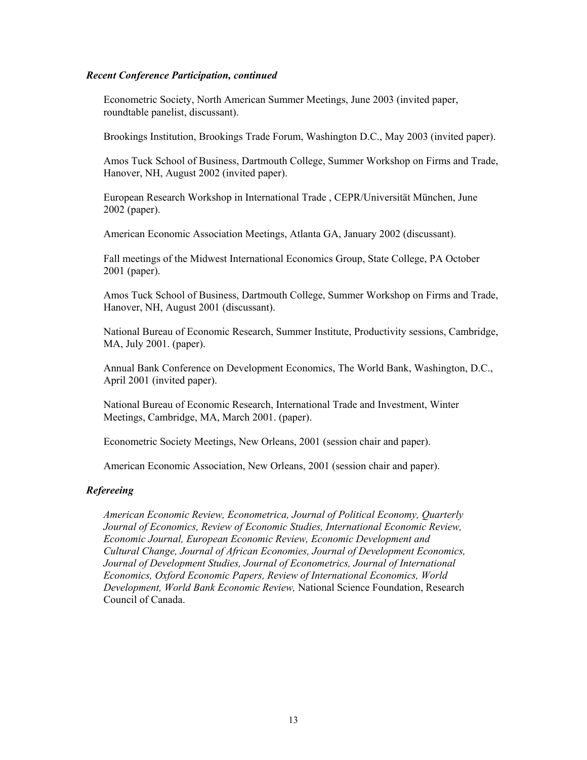### *Recent Conference Participation, continued*

Econometric Society, North American Summer Meetings, June 2003 (invited paper, roundtable panelist, discussant).

Brookings Institution, Brookings Trade Forum, Washington D.C., May 2003 (invited paper).

Amos Tuck School of Business, Dartmouth College, Summer Workshop on Firms and Trade, Hanover, NH, August 2002 (invited paper).

European Research Workshop in International Trade , CEPR/Universität München, June 2002 (paper).

American Economic Association Meetings, Atlanta GA, January 2002 (discussant).

Fall meetings of the Midwest International Economics Group, State College, PA October 2001 (paper).

Amos Tuck School of Business, Dartmouth College, Summer Workshop on Firms and Trade, Hanover, NH, August 2001 (discussant).

National Bureau of Economic Research, Summer Institute, Productivity sessions, Cambridge, MA, July 2001. (paper).

Annual Bank Conference on Development Economics, The World Bank, Washington, D.C., April 2001 (invited paper).

National Bureau of Economic Research, International Trade and Investment, Winter Meetings, Cambridge, MA, March 2001. (paper).

Econometric Society Meetings, New Orleans, 2001 (session chair and paper).

American Economic Association, New Orleans, 2001 (session chair and paper).

### *Refereeing*

*American Economic Review, Econometrica, Journal of Political Economy, Quarterly Journal of Economics, Review of Economic Studies, International Economic Review, Economic Journal, European Economic Review, Economic Development and Cultural Change, Journal of African Economies, Journal of Development Economics, Journal of Development Studies, Journal of Econometrics, Journal of International Economics, Oxford Economic Papers, Review of International Economics, World Development, World Bank Economic Review,* National Science Foundation, Research Council of Canada.